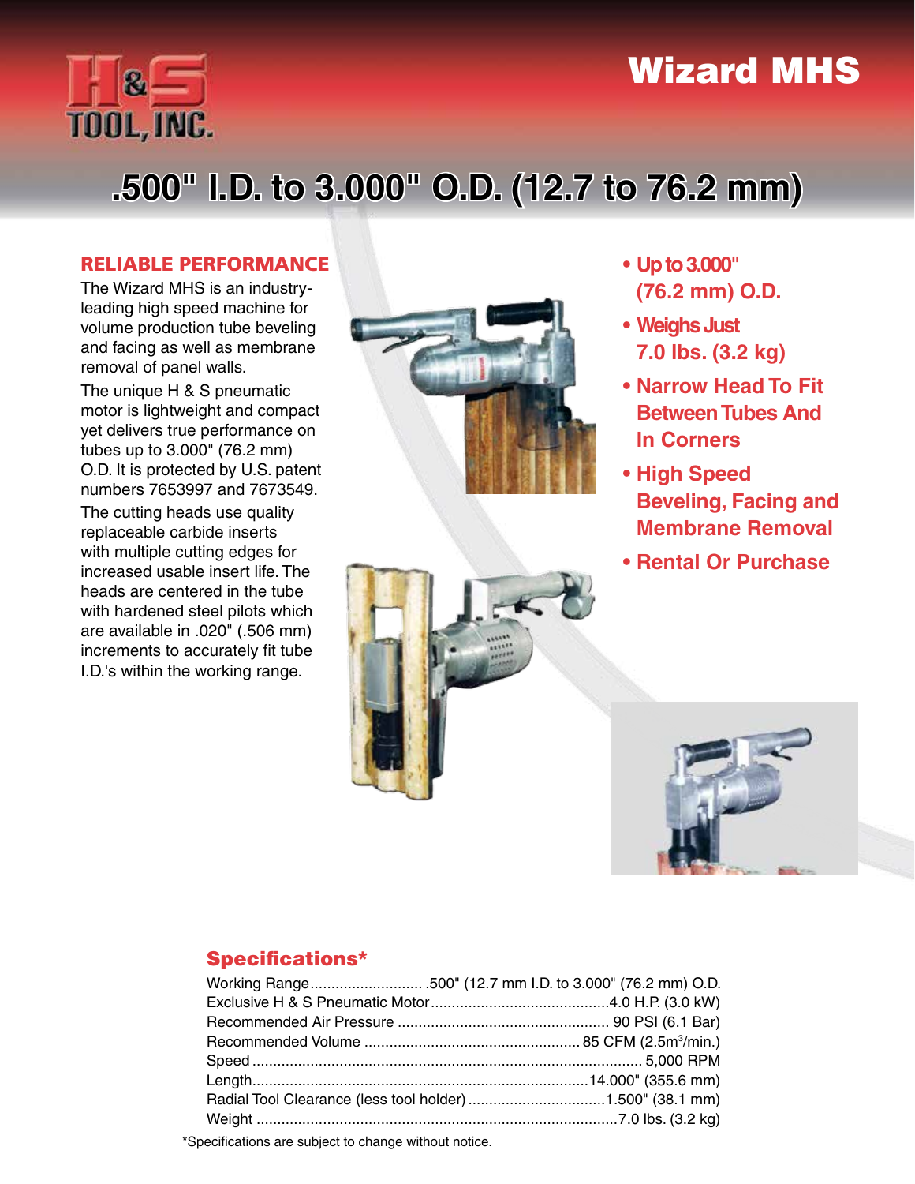H&S TOOL, INC.

# Wizard MHS

## .500" I.D. to 3.000" O.D. (12.7 to 76.2 mm)

### RELIABLE PERFORMANCE

The Wizard MHS is an industry-leading high speed machine for volume production tube beveling and facing as well as membrane removal of panel walls.

The unique H & S pneumatic motor is lightweight and compact yet delivers true performance on tubes up to 3.000" (76.2 mm) O.D. It is protected by U.S. patent numbers 7653997 and 7673549.

The cutting heads use quality replaceable carbide inserts with multiple cutting edges for increased usable insert life. The heads are centered in the tube with hardened steel pilots which are available in .020" (.506 mm) increments to accurately fit tube I.D.'s within the working range.

- **Up to 3.000" (76.2 mm) O.D.**
- **Weighs Just 7.0 lbs. (3.2 kg)**
- **Narrow Head To Fit Between Tubes And In Corners**
- **High Speed Beveling, Facing and Membrane Removal**
- **Rental Or Purchase**

### Specifications*

| Specification | Value |
|---|---|
| Working Range | .500" (12.7 mm I.D. to 3.000" (76.2 mm) O.D. |
| Exclusive H & S Pneumatic Motor | 4.0 H.P. (3.0 kW) |
| Recommended Air Pressure | 90 PSI (6.1 Bar) |
| Recommended Volume | 85 CFM (2.5m$^3$/min.) |
| Speed | 5,000 RPM |
| Length | 14.000" (355.6 mm) |
| Radial Tool Clearance (less tool holder) | 1.500" (38.1 mm) |
| Weight | 7.0 lbs. (3.2 kg) |

*Specifications are subject to change without notice.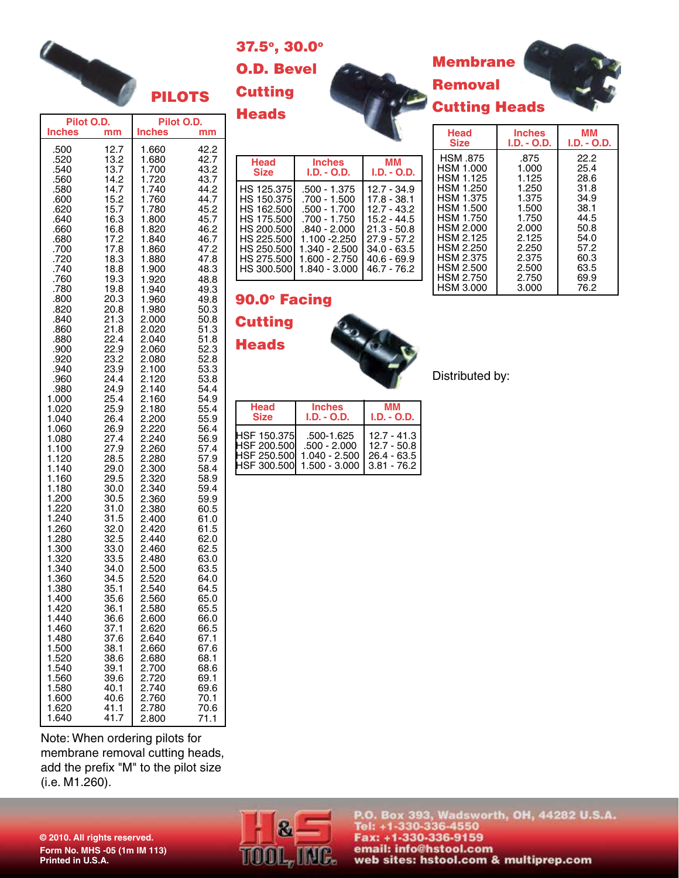## PILOTS

| Pilot O.D. Inches | mm | Pilot O.D. Inches | mm |
|---|---|---|---|
| .500 | 12.7 | 1.660 | 42.2 |
| .520 | 13.2 | 1.680 | 42.7 |
| .540 | 13.7 | 1.700 | 43.2 |
| .560 | 14.2 | 1.720 | 43.7 |
| .580 | 14.7 | 1.740 | 44.2 |
| .600 | 15.2 | 1.760 | 44.7 |
| .620 | 15.7 | 1.780 | 45.2 |
| .640 | 16.3 | 1.800 | 45.7 |
| .660 | 16.8 | 1.820 | 46.2 |
| .680 | 17.2 | 1.840 | 46.7 |
| .700 | 17.8 | 1.860 | 47.2 |
| .720 | 18.3 | 1.880 | 47.8 |
| .740 | 18.8 | 1.900 | 48.3 |
| .760 | 19.3 | 1.920 | 48.8 |
| .780 | 19.8 | 1.940 | 49.3 |
| .800 | 20.3 | 1.960 | 49.8 |
| .820 | 20.8 | 1.980 | 50.3 |
| .840 | 21.3 | 2.000 | 50.8 |
| .860 | 21.8 | 2.020 | 51.3 |
| .880 | 22.4 | 2.040 | 51.8 |
| .900 | 22.9 | 2.060 | 52.3 |
| .920 | 23.2 | 2.080 | 52.8 |
| .940 | 23.9 | 2.100 | 53.3 |
| .960 | 24.4 | 2.120 | 53.8 |
| .980 | 24.9 | 2.140 | 54.4 |
| 1.000 | 25.4 | 2.160 | 54.9 |
| 1.020 | 25.9 | 2.180 | 55.4 |
| 1.040 | 26.4 | 2.200 | 55.9 |
| 1.060 | 26.9 | 2.220 | 56.4 |
| 1.080 | 27.4 | 2.240 | 56.9 |
| 1.100 | 27.9 | 2.260 | 57.4 |
| 1.120 | 28.5 | 2.280 | 57.9 |
| 1.140 | 29.0 | 2.300 | 58.4 |
| 1.160 | 29.5 | 2.320 | 58.9 |
| 1.180 | 30.0 | 2.340 | 59.4 |
| 1.200 | 30.5 | 2.360 | 59.9 |
| 1.220 | 31.0 | 2.380 | 60.5 |
| 1.240 | 31.5 | 2.400 | 61.0 |
| 1.260 | 32.0 | 2.420 | 61.5 |
| 1.280 | 32.5 | 2.440 | 62.0 |
| 1.300 | 33.0 | 2.460 | 62.5 |
| 1.320 | 33.5 | 2.480 | 63.0 |
| 1.340 | 34.0 | 2.500 | 63.5 |
| 1.360 | 34.5 | 2.520 | 64.0 |
| 1.380 | 35.1 | 2.540 | 64.5 |
| 1.400 | 35.6 | 2.560 | 65.0 |
| 1.420 | 36.1 | 2.580 | 65.5 |
| 1.440 | 36.6 | 2.600 | 66.0 |
| 1.460 | 37.1 | 2.620 | 66.5 |
| 1.480 | 37.6 | 2.640 | 67.1 |
| 1.500 | 38.1 | 2.660 | 67.6 |
| 1.520 | 38.6 | 2.680 | 68.1 |
| 1.540 | 39.1 | 2.700 | 68.6 |
| 1.560 | 39.6 | 2.720 | 69.1 |
| 1.580 | 40.1 | 2.740 | 69.6 |
| 1.600 | 40.6 | 2.760 | 70.1 |
| 1.620 | 41.1 | 2.780 | 70.6 |
| 1.640 | 41.7 | 2.800 | 71.1 |

Note: When ordering pilots for membrane removal cutting heads, add the prefix "M" to the pilot size (i.e. M1.260).

## 37.5º, 30.0º O.D. Bevel Cutting Heads

| Head Size | Inches I.D. - O.D. | MM I.D. - O.D. |
|---|---|---|
| HS 125.375 | .500 - 1.375 | 12.7 - 34.9 |
| HS 150.375 | .700 - 1.500 | 17.8 - 38.1 |
| HS 162.500 | .500 - 1.700 | 12.7 - 43.2 |
| HS 175.500 | .700 - 1.750 | 15.2 - 44.5 |
| HS 200.500 | .840 - 2.000 | 21.3 - 50.8 |
| HS 225.500 | 1.100 -2.250 | 27.9 - 57.2 |
| HS 250.500 | 1.340 - 2.500 | 34.0 - 63.5 |
| HS 275.500 | 1.600 - 2.750 | 40.6 - 69.9 |
| HS 300.500 | 1.840 - 3.000 | 46.7 - 76.2 |

## 90.0º Facing Cutting Heads

| Head Size | Inches I.D. - O.D. | MM I.D. - O.D. |
|---|---|---|
| HSF 150.375 | .500-1.625 | 12.7 - 41.3 |
| HSF 200.500 | .500 - 2.000 | 12.7 - 50.8 |
| HSF 250.500 | 1.040 - 2.500 | 26.4 - 63.5 |
| HSF 300.500 | 1.500 - 3.000 | 3.81 - 76.2 |

## Membrane Removal Cutting Heads

| Head Size | Inches I.D. - O.D. | MM I.D. - O.D. |
|---|---|---|
| HSM .875 | .875 | 22.2 |
| HSM 1.000 | 1.000 | 25.4 |
| HSM 1.125 | 1.125 | 28.6 |
| HSM 1.250 | 1.250 | 31.8 |
| HSM 1.375 | 1.375 | 34.9 |
| HSM 1.500 | 1.500 | 38.1 |
| HSM 1.750 | 1.750 | 44.5 |
| HSM 2.000 | 2.000 | 50.8 |
| HSM 2.125 | 2.125 | 54.0 |
| HSM 2.250 | 2.250 | 57.2 |
| HSM 2.375 | 2.375 | 60.3 |
| HSM 2.500 | 2.500 | 63.5 |
| HSM 2.750 | 2.750 | 69.9 |
| HSM 3.000 | 3.000 | 76.2 |

Distributed by:

© 2010. All rights reserved.
Form No. MHS -05 (1m IM 113)
Printed in U.S.A.

H&S TOOL, INC.

P.O. Box 393, Wadsworth, OH, 44282 U.S.A.
Tel: +1-330-336-4550
Fax: +1-330-336-9159
email: info@hstool.com
web sites: hstool.com & multiprep.com